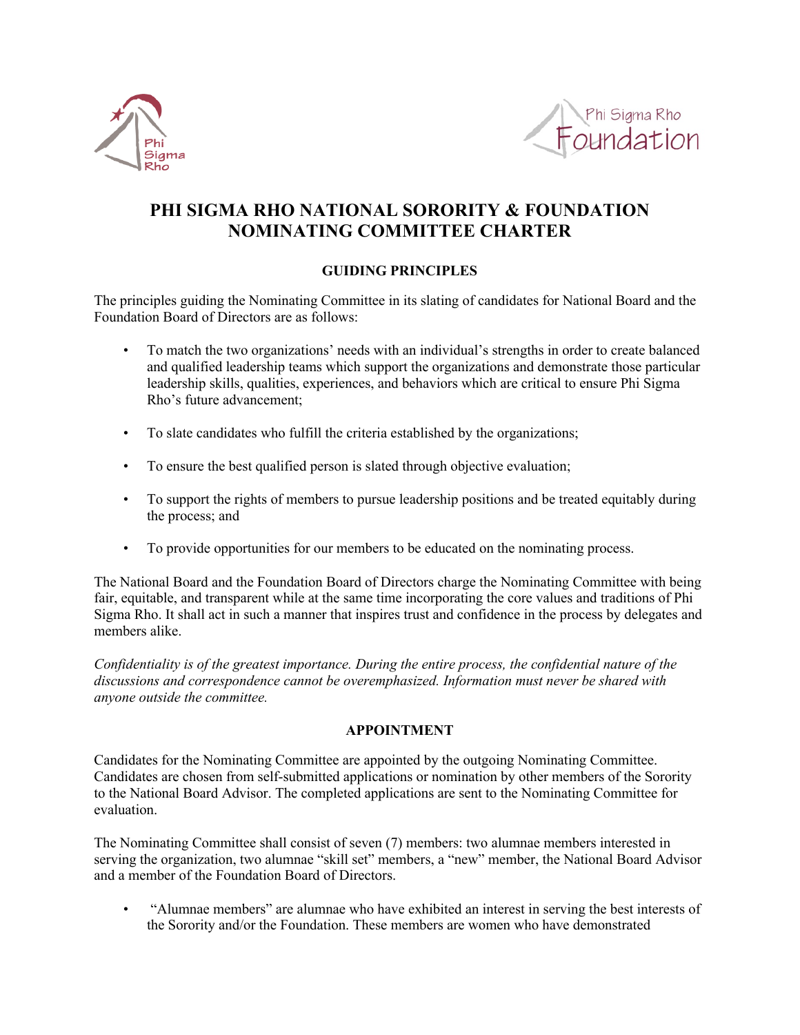# PHI SIGMA RHO NATIONAL SORORITY & FOUNDATION NOMINATING COMMITTEE CHARTER

## GUIDING PRINCIPLES

The principles guiding the Nominating Committee in its slating of candidates for National Board and the Foundation Board of Directors are as follows:

- To match the two organizations' needs with an individual's strengths in order to create balanced and qualified leadership teams which support the organizations and demonstrate those particular leadership skills, qualities, experiences, and behaviors which are critical to ensure Phi Sigma Rho's future advancement;
- To slate candidates who fulfill the criteria established by the organizations;
- To ensure the best qualified person is slated through objective evaluation;
- To support the rights of members to pursue leadership positions and be treated equitably during the process; and
- To provide opportunities for our members to be educated on the nominating process.

The National Board and the Foundation Board of Directors charge the Nominating Committee with being fair, equitable, and transparent while at the same time incorporating the core values and traditions of Phi Sigma Rho. It shall act in such a manner that inspires trust and confidence in the process by delegates and members alike.

*Confidentiality is of the greatest importance. During the entire process, the confidential nature of the discussions and correspondence cannot be overemphasized. Information must never be shared with anyone outside the committee.*

## APPOINTMENT

Candidates for the Nominating Committee are appointed by the outgoing Nominating Committee. Candidates are chosen from self-submitted applications or nomination by other members of the Sorority to the National Board Advisor. The completed applications are sent to the Nominating Committee for evaluation.

The Nominating Committee shall consist of seven (7) members: two alumnae members interested in serving the organization, two alumnae "skill set" members, a "new" member, the National Board Advisor and a member of the Foundation Board of Directors.

- "Alumnae members" are alumnae who have exhibited an interest in serving the best interests of the Sorority and/or the Foundation. These members are women who have demonstrated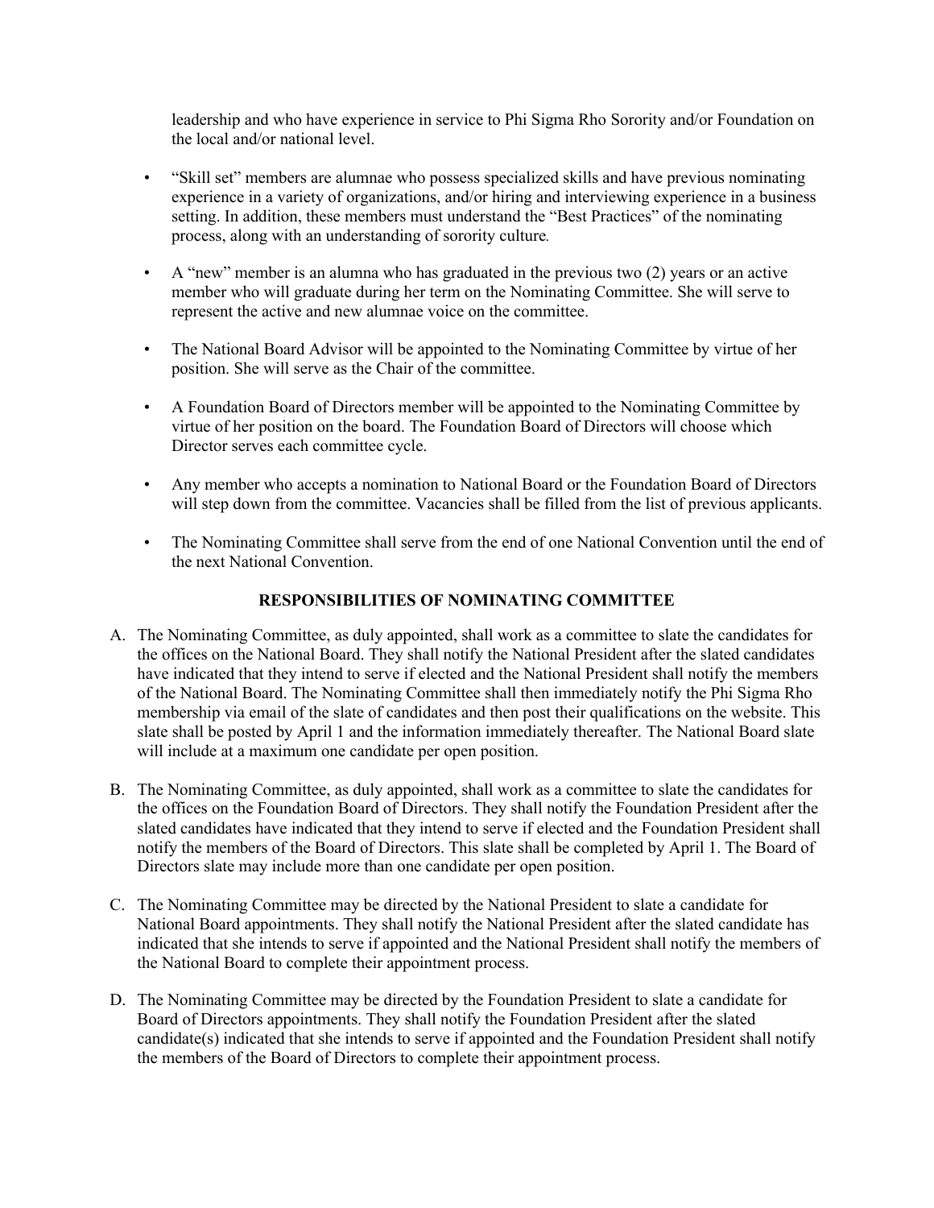leadership and who have experience in service to Phi Sigma Rho Sorority and/or Foundation on the local and/or national level.

- "Skill set" members are alumnae who possess specialized skills and have previous nominating experience in a variety of organizations, and/or hiring and interviewing experience in a business setting. In addition, these members must understand the "Best Practices" of the nominating process, along with an understanding of sorority culture.

- A "new" member is an alumna who has graduated in the previous two (2) years or an active member who will graduate during her term on the Nominating Committee. She will serve to represent the active and new alumnae voice on the committee.

- The National Board Advisor will be appointed to the Nominating Committee by virtue of her position. She will serve as the Chair of the committee.

- A Foundation Board of Directors member will be appointed to the Nominating Committee by virtue of her position on the board. The Foundation Board of Directors will choose which Director serves each committee cycle.

- Any member who accepts a nomination to National Board or the Foundation Board of Directors will step down from the committee. Vacancies shall be filled from the list of previous applicants.

- The Nominating Committee shall serve from the end of one National Convention until the end of the next National Convention.

## RESPONSIBILITIES OF NOMINATING COMMITTEE

A. The Nominating Committee, as duly appointed, shall work as a committee to slate the candidates for the offices on the National Board. They shall notify the National President after the slated candidates have indicated that they intend to serve if elected and the National President shall notify the members of the National Board. The Nominating Committee shall then immediately notify the Phi Sigma Rho membership via email of the slate of candidates and then post their qualifications on the website. This slate shall be posted by April 1 and the information immediately thereafter. The National Board slate will include at a maximum one candidate per open position.

B. The Nominating Committee, as duly appointed, shall work as a committee to slate the candidates for the offices on the Foundation Board of Directors. They shall notify the Foundation President after the slated candidates have indicated that they intend to serve if elected and the Foundation President shall notify the members of the Board of Directors. This slate shall be completed by April 1. The Board of Directors slate may include more than one candidate per open position.

C. The Nominating Committee may be directed by the National President to slate a candidate for National Board appointments. They shall notify the National President after the slated candidate has indicated that she intends to serve if appointed and the National President shall notify the members of the National Board to complete their appointment process.

D. The Nominating Committee may be directed by the Foundation President to slate a candidate for Board of Directors appointments. They shall notify the Foundation President after the slated candidate(s) indicated that she intends to serve if appointed and the Foundation President shall notify the members of the Board of Directors to complete their appointment process.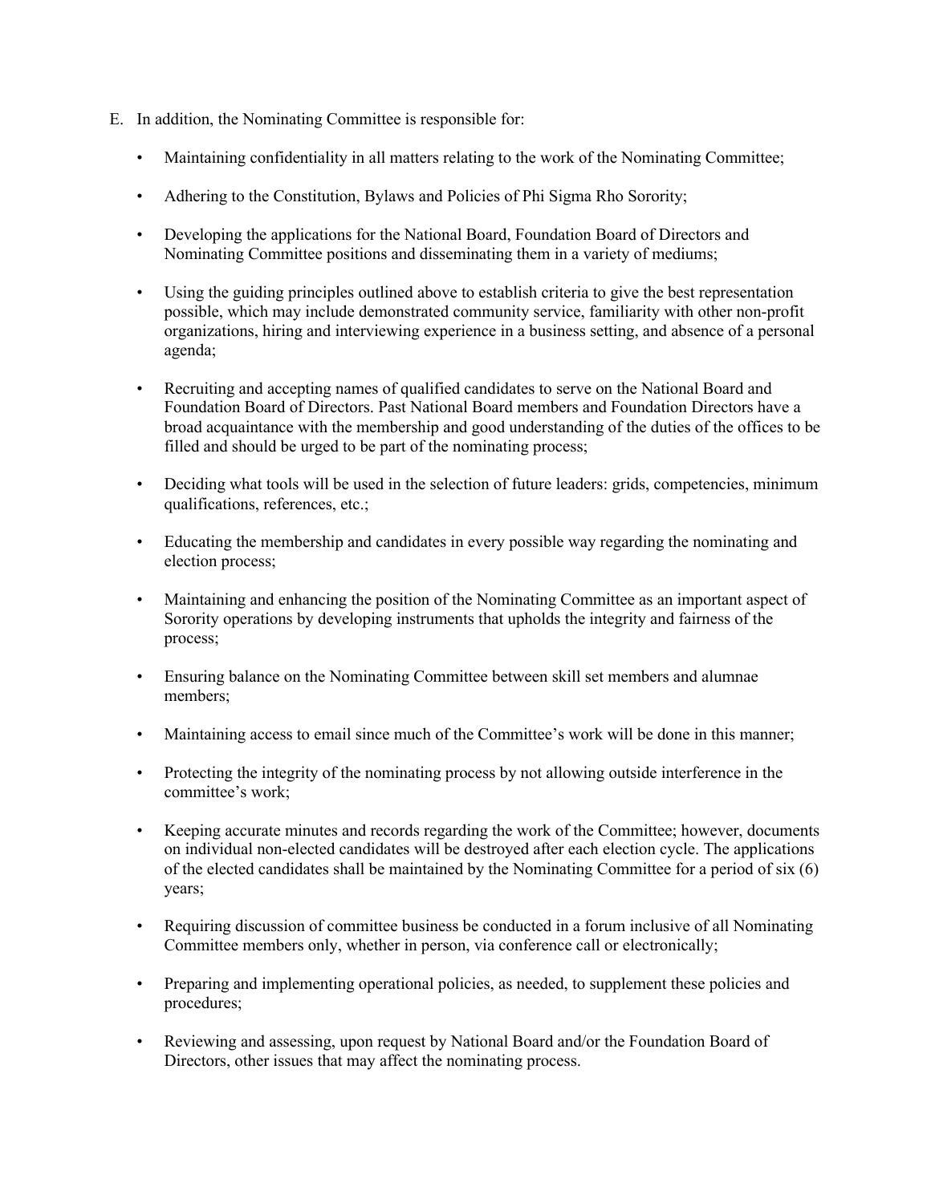E. In addition, the Nominating Committee is responsible for:

- Maintaining confidentiality in all matters relating to the work of the Nominating Committee;
- Adhering to the Constitution, Bylaws and Policies of Phi Sigma Rho Sorority;
- Developing the applications for the National Board, Foundation Board of Directors and Nominating Committee positions and disseminating them in a variety of mediums;
- Using the guiding principles outlined above to establish criteria to give the best representation possible, which may include demonstrated community service, familiarity with other non-profit organizations, hiring and interviewing experience in a business setting, and absence of a personal agenda;
- Recruiting and accepting names of qualified candidates to serve on the National Board and Foundation Board of Directors. Past National Board members and Foundation Directors have a broad acquaintance with the membership and good understanding of the duties of the offices to be filled and should be urged to be part of the nominating process;
- Deciding what tools will be used in the selection of future leaders: grids, competencies, minimum qualifications, references, etc.;
- Educating the membership and candidates in every possible way regarding the nominating and election process;
- Maintaining and enhancing the position of the Nominating Committee as an important aspect of Sorority operations by developing instruments that upholds the integrity and fairness of the process;
- Ensuring balance on the Nominating Committee between skill set members and alumnae members;
- Maintaining access to email since much of the Committee's work will be done in this manner;
- Protecting the integrity of the nominating process by not allowing outside interference in the committee's work;
- Keeping accurate minutes and records regarding the work of the Committee; however, documents on individual non-elected candidates will be destroyed after each election cycle. The applications of the elected candidates shall be maintained by the Nominating Committee for a period of six (6) years;
- Requiring discussion of committee business be conducted in a forum inclusive of all Nominating Committee members only, whether in person, via conference call or electronically;
- Preparing and implementing operational policies, as needed, to supplement these policies and procedures;
- Reviewing and assessing, upon request by National Board and/or the Foundation Board of Directors, other issues that may affect the nominating process.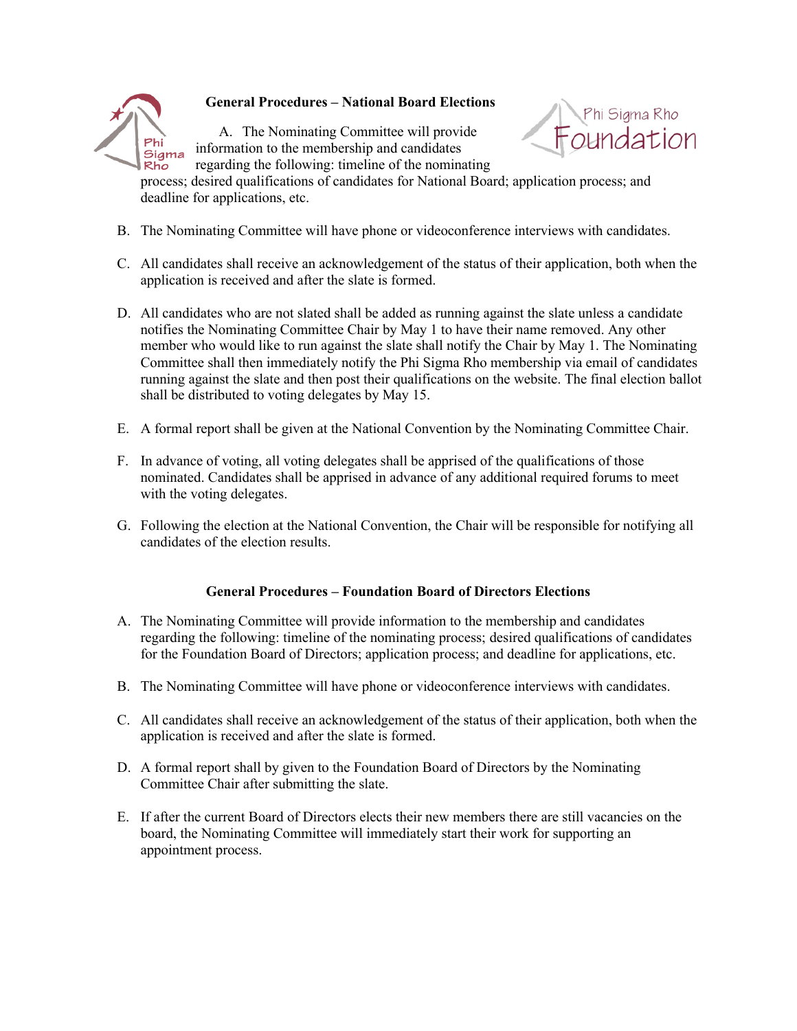## General Procedures – National Board Elections

A. The Nominating Committee will provide information to the membership and candidates regarding the following: timeline of the nominating process; desired qualifications of candidates for National Board; application process; and deadline for applications, etc.

B. The Nominating Committee will have phone or videoconference interviews with candidates.

C. All candidates shall receive an acknowledgement of the status of their application, both when the application is received and after the slate is formed.

D. All candidates who are not slated shall be added as running against the slate unless a candidate notifies the Nominating Committee Chair by May 1 to have their name removed. Any other member who would like to run against the slate shall notify the Chair by May 1. The Nominating Committee shall then immediately notify the Phi Sigma Rho membership via email of candidates running against the slate and then post their qualifications on the website. The final election ballot shall be distributed to voting delegates by May 15.

E. A formal report shall be given at the National Convention by the Nominating Committee Chair.

F. In advance of voting, all voting delegates shall be apprised of the qualifications of those nominated. Candidates shall be apprised in advance of any additional required forums to meet with the voting delegates.

G. Following the election at the National Convention, the Chair will be responsible for notifying all candidates of the election results.

## General Procedures – Foundation Board of Directors Elections

A. The Nominating Committee will provide information to the membership and candidates regarding the following: timeline of the nominating process; desired qualifications of candidates for the Foundation Board of Directors; application process; and deadline for applications, etc.

B. The Nominating Committee will have phone or videoconference interviews with candidates.

C. All candidates shall receive an acknowledgement of the status of their application, both when the application is received and after the slate is formed.

D. A formal report shall by given to the Foundation Board of Directors by the Nominating Committee Chair after submitting the slate.

E. If after the current Board of Directors elects their new members there are still vacancies on the board, the Nominating Committee will immediately start their work for supporting an appointment process.